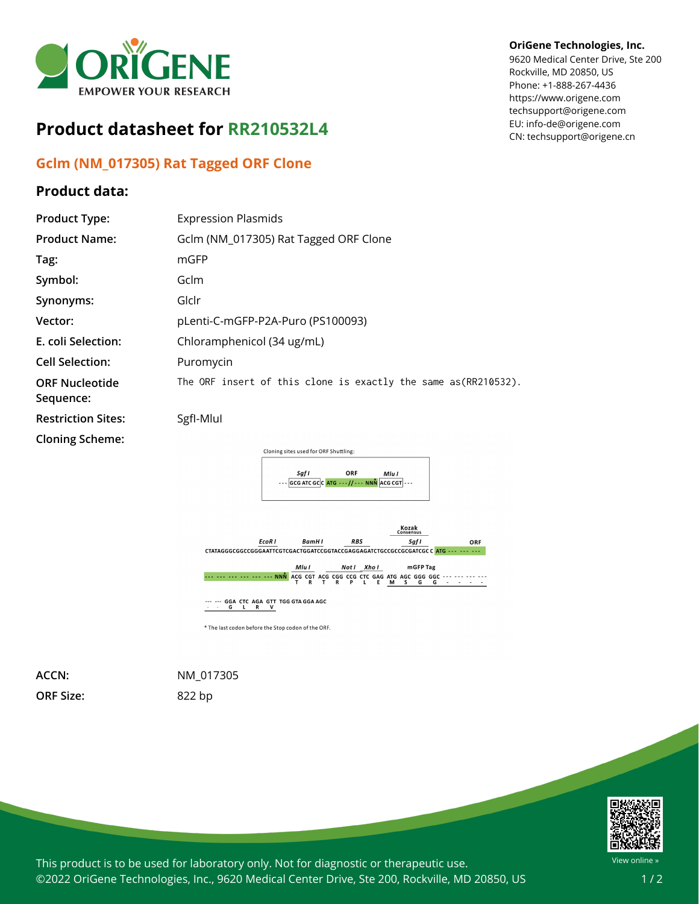OriGene Technologies, Inc.
9620 Medical Center Drive, Ste 200
Rockville, MD 20850, US
Phone: +1-888-267-4436
https://www.origene.com
techsupport@origene.com
EU: info-de@origene.com
CN: techsupport@origene.cn

# Product datasheet for RR210532L4

## Gclm (NM_017305) Rat Tagged ORF Clone

### Product data:

| | |
|---|---|
| **Product Type:** | Expression Plasmids |
| **Product Name:** | Gclm (NM_017305) Rat Tagged ORF Clone |
| **Tag:** | mGFP |
| **Symbol:** | Gclm |
| **Synonyms:** | Glclr |
| **Vector:** | pLenti-C-mGFP-P2A-Puro (PS100093) |
| **E. coli Selection:** | Chloramphenicol (34 ug/mL) |
| **Cell Selection:** | Puromycin |
| **ORF Nucleotide Sequence:** | The ORF insert of this clone is exactly the same as(RR210532). |
| **Restriction Sites:** | SgfI-MluI |
| **Cloning Scheme:** | |

Cloning sites used for ORF Shuttling:

```
        Sgf I            ORF           Mlu I
--- GCG ATC GCC ATG ---//--- NNN ACG CGT ---
```

```
                                                                    Kozak
                                                                    Consensus
          EcoR I        BamH I        RBS                  Sgf I           ORF
CTATAGGGCGGCCGGGAATTCGTCGACTGGATCCGGTACCGAGGAGATCTGCCGCCGCGATCGCC ATG --- --- ---

                         Mlu I         Not I   Xho I      mGFP Tag
--- --- --- --- --- --- NNN ACG CGT ACG CGG CCG CTC GAG ATG AGC GGG GGC --- --- --- ---
                             T   R   T   R   P   L   E   M   S   G   G   -   -   -   -

--- --- GGA CTC AGA GTT TGG GTA GGA AGC
 -   -   G   L   R   V
```

\* The last codon before the Stop codon of the ORF.

| | |
|---|---|
| **ACCN:** | NM_017305 |
| **ORF Size:** | 822 bp |

This product is to be used for laboratory only. Not for diagnostic or therapeutic use.
©2022 OriGene Technologies, Inc., 9620 Medical Center Drive, Ste 200, Rockville, MD 20850, US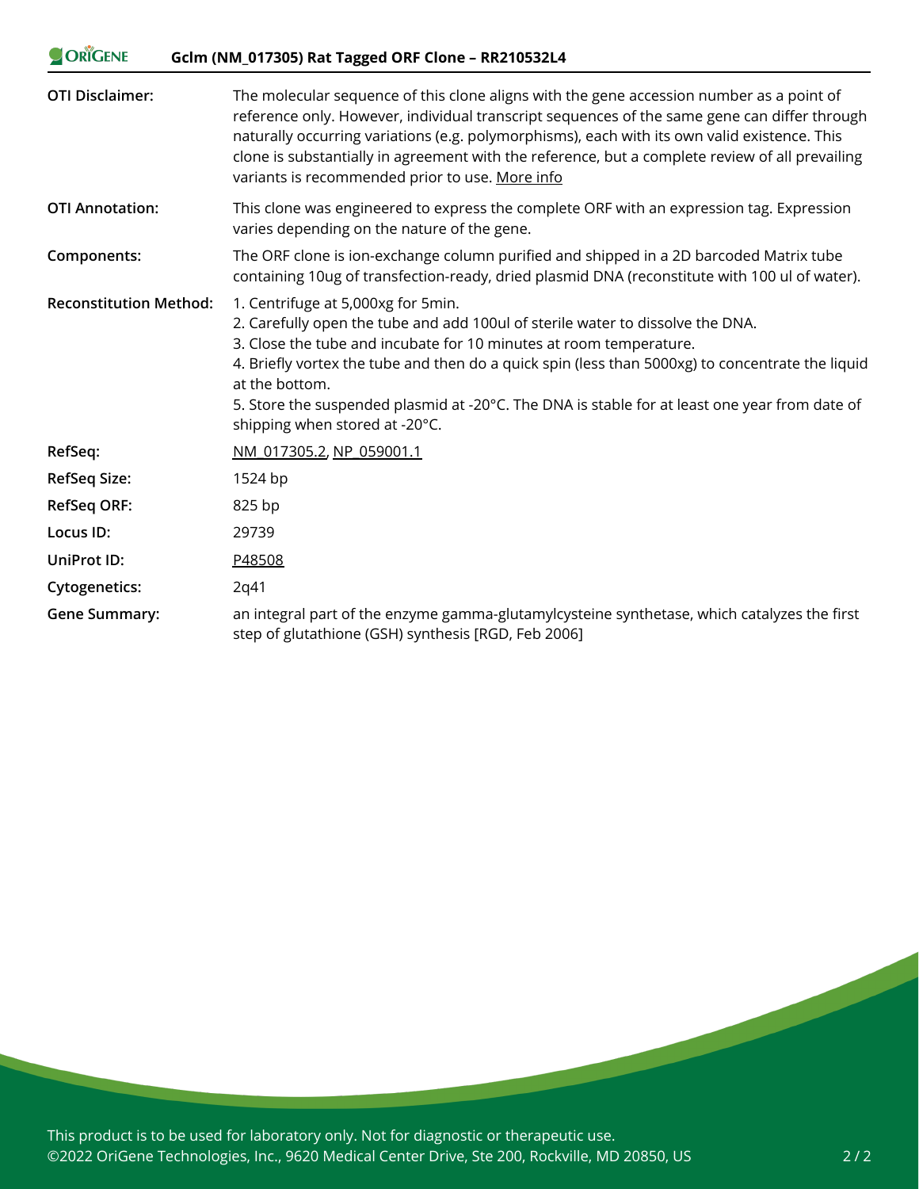| | |
|---|---|
| **OTI Disclaimer:** | The molecular sequence of this clone aligns with the gene accession number as a point of reference only. However, individual transcript sequences of the same gene can differ through naturally occurring variations (e.g. polymorphisms), each with its own valid existence. This clone is substantially in agreement with the reference, but a complete review of all prevailing variants is recommended prior to use. More info |
| **OTI Annotation:** | This clone was engineered to express the complete ORF with an expression tag. Expression varies depending on the nature of the gene. |
| **Components:** | The ORF clone is ion-exchange column purified and shipped in a 2D barcoded Matrix tube containing 10ug of transfection-ready, dried plasmid DNA (reconstitute with 100 ul of water). |
| **Reconstitution Method:** | 1. Centrifuge at 5,000xg for 5min.<br>2. Carefully open the tube and add 100ul of sterile water to dissolve the DNA.<br>3. Close the tube and incubate for 10 minutes at room temperature.<br>4. Briefly vortex the tube and then do a quick spin (less than 5000xg) to concentrate the liquid at the bottom.<br>5. Store the suspended plasmid at -20°C. The DNA is stable for at least one year from date of shipping when stored at -20°C. |
| **RefSeq:** | NM_017305.2, NP_059001.1 |
| **RefSeq Size:** | 1524 bp |
| **RefSeq ORF:** | 825 bp |
| **Locus ID:** | 29739 |
| **UniProt ID:** | P48508 |
| **Cytogenetics:** | 2q41 |
| **Gene Summary:** | an integral part of the enzyme gamma-glutamylcysteine synthetase, which catalyzes the first step of glutathione (GSH) synthesis [RGD, Feb 2006] |

This product is to be used for laboratory only. Not for diagnostic or therapeutic use.
©2022 OriGene Technologies, Inc., 9620 Medical Center Drive, Ste 200, Rockville, MD 20850, US